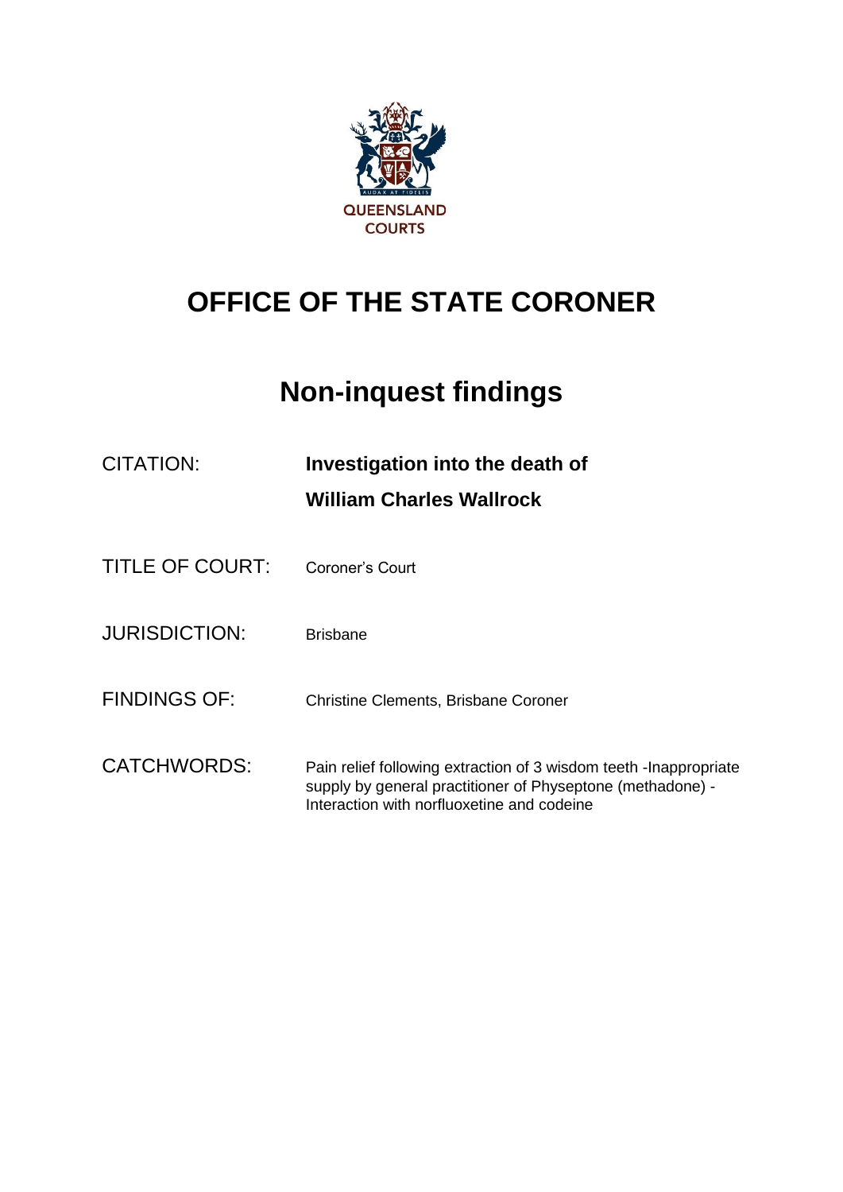QUEENSLAND COURTS

# OFFICE OF THE STATE CORONER

## Non-inquest findings

| | |
|---|---|
| CITATION: | **Investigation into the death of William Charles Wallrock** |
| TITLE OF COURT: | Coroner's Court |
| JURISDICTION: | Brisbane |
| FINDINGS OF: | Christine Clements, Brisbane Coroner |
| CATCHWORDS: | Pain relief following extraction of 3 wisdom teeth -Inappropriate supply by general practitioner of Physeptone (methadone) - Interaction with norfluoxetine and codeine |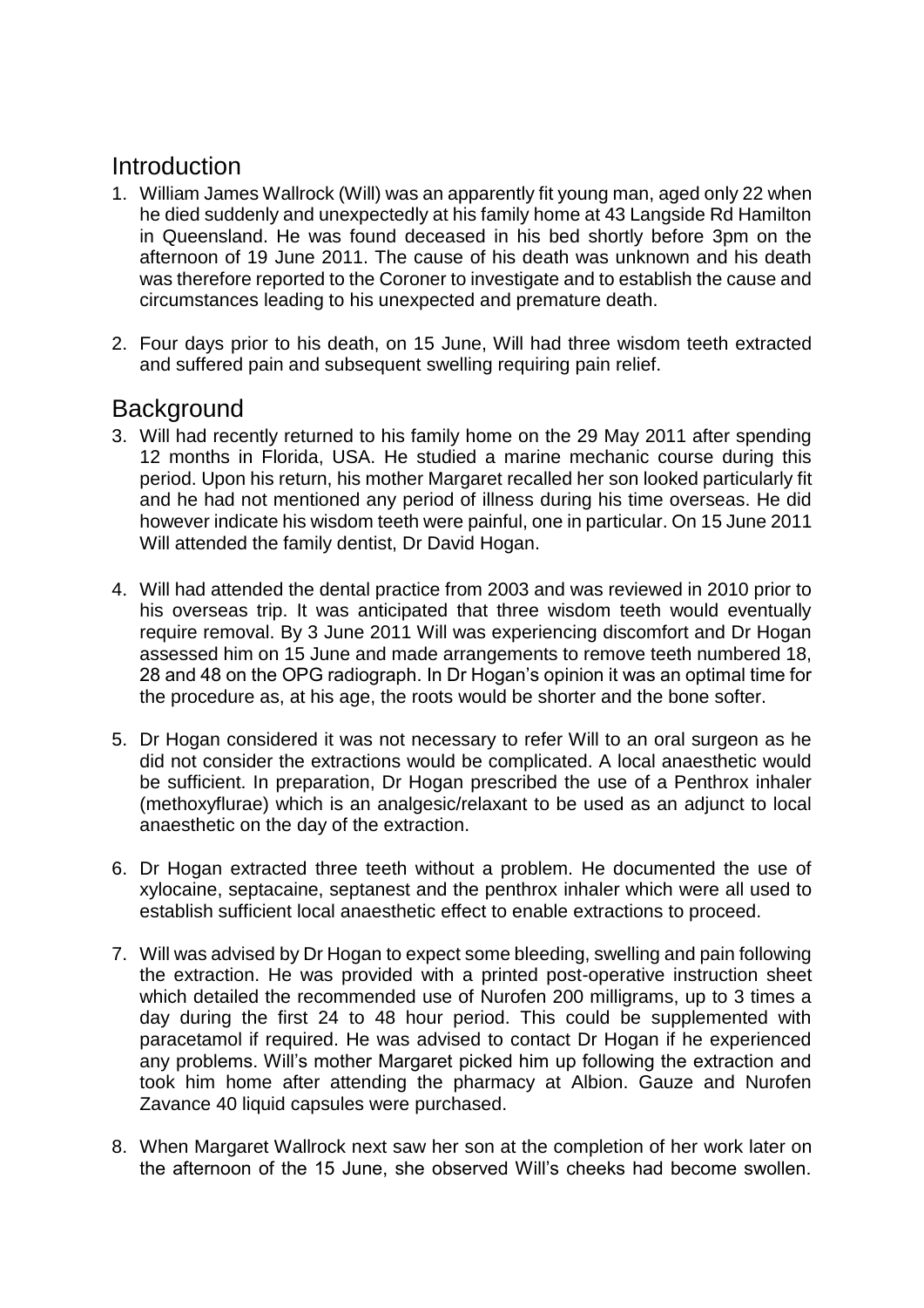## Introduction

1. William James Wallrock (Will) was an apparently fit young man, aged only 22 when he died suddenly and unexpectedly at his family home at 43 Langside Rd Hamilton in Queensland. He was found deceased in his bed shortly before 3pm on the afternoon of 19 June 2011. The cause of his death was unknown and his death was therefore reported to the Coroner to investigate and to establish the cause and circumstances leading to his unexpected and premature death.

2. Four days prior to his death, on 15 June, Will had three wisdom teeth extracted and suffered pain and subsequent swelling requiring pain relief.

## Background

3. Will had recently returned to his family home on the 29 May 2011 after spending 12 months in Florida, USA. He studied a marine mechanic course during this period. Upon his return, his mother Margaret recalled her son looked particularly fit and he had not mentioned any period of illness during his time overseas. He did however indicate his wisdom teeth were painful, one in particular. On 15 June 2011 Will attended the family dentist, Dr David Hogan.

4. Will had attended the dental practice from 2003 and was reviewed in 2010 prior to his overseas trip. It was anticipated that three wisdom teeth would eventually require removal. By 3 June 2011 Will was experiencing discomfort and Dr Hogan assessed him on 15 June and made arrangements to remove teeth numbered 18, 28 and 48 on the OPG radiograph. In Dr Hogan's opinion it was an optimal time for the procedure as, at his age, the roots would be shorter and the bone softer.

5. Dr Hogan considered it was not necessary to refer Will to an oral surgeon as he did not consider the extractions would be complicated. A local anaesthetic would be sufficient. In preparation, Dr Hogan prescribed the use of a Penthrox inhaler (methoxyflurae) which is an analgesic/relaxant to be used as an adjunct to local anaesthetic on the day of the extraction.

6. Dr Hogan extracted three teeth without a problem. He documented the use of xylocaine, septacaine, septanest and the penthrox inhaler which were all used to establish sufficient local anaesthetic effect to enable extractions to proceed.

7. Will was advised by Dr Hogan to expect some bleeding, swelling and pain following the extraction. He was provided with a printed post-operative instruction sheet which detailed the recommended use of Nurofen 200 milligrams, up to 3 times a day during the first 24 to 48 hour period. This could be supplemented with paracetamol if required. He was advised to contact Dr Hogan if he experienced any problems. Will's mother Margaret picked him up following the extraction and took him home after attending the pharmacy at Albion. Gauze and Nurofen Zavance 40 liquid capsules were purchased.

8. When Margaret Wallrock next saw her son at the completion of her work later on the afternoon of the 15 June, she observed Will's cheeks had become swollen.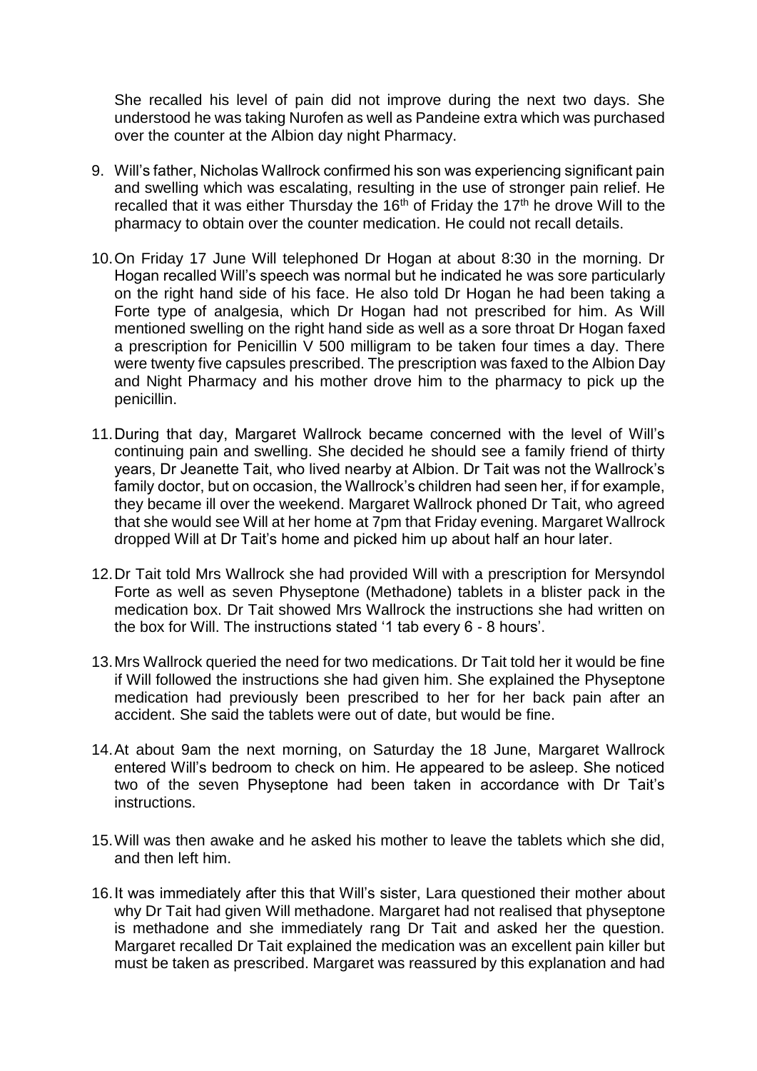She recalled his level of pain did not improve during the next two days. She understood he was taking Nurofen as well as Pandeine extra which was purchased over the counter at the Albion day night Pharmacy.

9. Will's father, Nicholas Wallrock confirmed his son was experiencing significant pain and swelling which was escalating, resulting in the use of stronger pain relief. He recalled that it was either Thursday the 16th of Friday the 17th he drove Will to the pharmacy to obtain over the counter medication. He could not recall details.

10. On Friday 17 June Will telephoned Dr Hogan at about 8:30 in the morning. Dr Hogan recalled Will's speech was normal but he indicated he was sore particularly on the right hand side of his face. He also told Dr Hogan he had been taking a Forte type of analgesia, which Dr Hogan had not prescribed for him. As Will mentioned swelling on the right hand side as well as a sore throat Dr Hogan faxed a prescription for Penicillin V 500 milligram to be taken four times a day. There were twenty five capsules prescribed. The prescription was faxed to the Albion Day and Night Pharmacy and his mother drove him to the pharmacy to pick up the penicillin.

11. During that day, Margaret Wallrock became concerned with the level of Will's continuing pain and swelling. She decided he should see a family friend of thirty years, Dr Jeanette Tait, who lived nearby at Albion. Dr Tait was not the Wallrock's family doctor, but on occasion, the Wallrock's children had seen her, if for example, they became ill over the weekend. Margaret Wallrock phoned Dr Tait, who agreed that she would see Will at her home at 7pm that Friday evening. Margaret Wallrock dropped Will at Dr Tait's home and picked him up about half an hour later.

12. Dr Tait told Mrs Wallrock she had provided Will with a prescription for Mersyndol Forte as well as seven Physeptone (Methadone) tablets in a blister pack in the medication box. Dr Tait showed Mrs Wallrock the instructions she had written on the box for Will. The instructions stated '1 tab every 6 - 8 hours'.

13. Mrs Wallrock queried the need for two medications. Dr Tait told her it would be fine if Will followed the instructions she had given him. She explained the Physeptone medication had previously been prescribed to her for her back pain after an accident. She said the tablets were out of date, but would be fine.

14. At about 9am the next morning, on Saturday the 18 June, Margaret Wallrock entered Will's bedroom to check on him. He appeared to be asleep. She noticed two of the seven Physeptone had been taken in accordance with Dr Tait's instructions.

15. Will was then awake and he asked his mother to leave the tablets which she did, and then left him.

16. It was immediately after this that Will's sister, Lara questioned their mother about why Dr Tait had given Will methadone. Margaret had not realised that physeptone is methadone and she immediately rang Dr Tait and asked her the question. Margaret recalled Dr Tait explained the medication was an excellent pain killer but must be taken as prescribed. Margaret was reassured by this explanation and had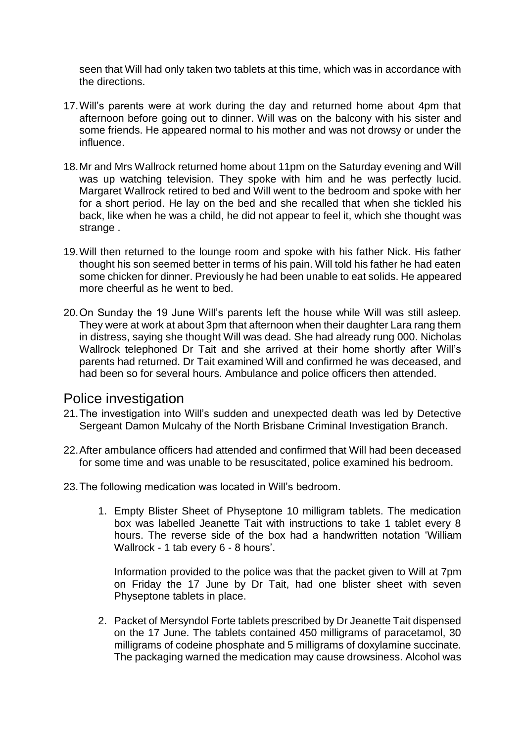seen that Will had only taken two tablets at this time, which was in accordance with the directions.

17. Will's parents were at work during the day and returned home about 4pm that afternoon before going out to dinner. Will was on the balcony with his sister and some friends. He appeared normal to his mother and was not drowsy or under the influence.

18. Mr and Mrs Wallrock returned home about 11pm on the Saturday evening and Will was up watching television. They spoke with him and he was perfectly lucid. Margaret Wallrock retired to bed and Will went to the bedroom and spoke with her for a short period. He lay on the bed and she recalled that when she tickled his back, like when he was a child, he did not appear to feel it, which she thought was strange .

19. Will then returned to the lounge room and spoke with his father Nick. His father thought his son seemed better in terms of his pain. Will told his father he had eaten some chicken for dinner. Previously he had been unable to eat solids. He appeared more cheerful as he went to bed.

20. On Sunday the 19 June Will's parents left the house while Will was still asleep. They were at work at about 3pm that afternoon when their daughter Lara rang them in distress, saying she thought Will was dead. She had already rung 000. Nicholas Wallrock telephoned Dr Tait and she arrived at their home shortly after Will's parents had returned. Dr Tait examined Will and confirmed he was deceased, and had been so for several hours. Ambulance and police officers then attended.

## Police investigation

21. The investigation into Will's sudden and unexpected death was led by Detective Sergeant Damon Mulcahy of the North Brisbane Criminal Investigation Branch.

22. After ambulance officers had attended and confirmed that Will had been deceased for some time and was unable to be resuscitated, police examined his bedroom.

23. The following medication was located in Will's bedroom.

    1. Empty Blister Sheet of Physeptone 10 milligram tablets. The medication box was labelled Jeanette Tait with instructions to take 1 tablet every 8 hours. The reverse side of the box had a handwritten notation 'William Wallrock - 1 tab every 6 - 8 hours'.

       Information provided to the police was that the packet given to Will at 7pm on Friday the 17 June by Dr Tait, had one blister sheet with seven Physeptone tablets in place.

    2. Packet of Mersyndol Forte tablets prescribed by Dr Jeanette Tait dispensed on the 17 June. The tablets contained 450 milligrams of paracetamol, 30 milligrams of codeine phosphate and 5 milligrams of doxylamine succinate. The packaging warned the medication may cause drowsiness. Alcohol was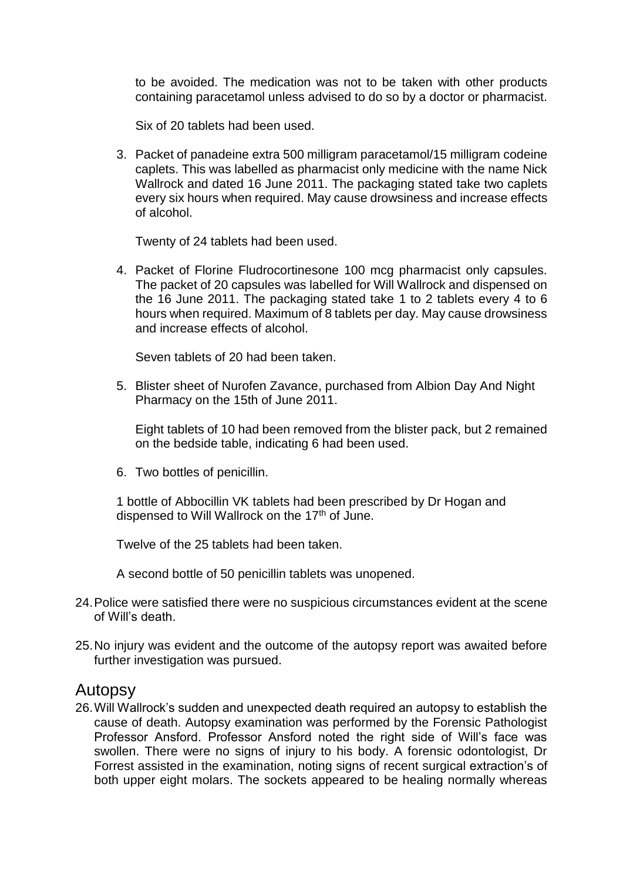to be avoided. The medication was not to be taken with other products containing paracetamol unless advised to do so by a doctor or pharmacist.

Six of 20 tablets had been used.

3. Packet of panadeine extra 500 milligram paracetamol/15 milligram codeine caplets. This was labelled as pharmacist only medicine with the name Nick Wallrock and dated 16 June 2011. The packaging stated take two caplets every six hours when required. May cause drowsiness and increase effects of alcohol.

   Twenty of 24 tablets had been used.

4. Packet of Florine Fludrocortinesone 100 mcg pharmacist only capsules. The packet of 20 capsules was labelled for Will Wallrock and dispensed on the 16 June 2011. The packaging stated take 1 to 2 tablets every 4 to 6 hours when required. Maximum of 8 tablets per day. May cause drowsiness and increase effects of alcohol.

   Seven tablets of 20 had been taken.

5. Blister sheet of Nurofen Zavance, purchased from Albion Day And Night Pharmacy on the 15th of June 2011.

   Eight tablets of 10 had been removed from the blister pack, but 2 remained on the bedside table, indicating 6 had been used.

6. Two bottles of penicillin.

   1 bottle of Abbocillin VK tablets had been prescribed by Dr Hogan and dispensed to Will Wallrock on the 17th of June.

   Twelve of the 25 tablets had been taken.

   A second bottle of 50 penicillin tablets was unopened.

24. Police were satisfied there were no suspicious circumstances evident at the scene of Will's death.

25. No injury was evident and the outcome of the autopsy report was awaited before further investigation was pursued.

## Autopsy

26. Will Wallrock's sudden and unexpected death required an autopsy to establish the cause of death. Autopsy examination was performed by the Forensic Pathologist Professor Ansford. Professor Ansford noted the right side of Will's face was swollen. There were no signs of injury to his body. A forensic odontologist, Dr Forrest assisted in the examination, noting signs of recent surgical extraction's of both upper eight molars. The sockets appeared to be healing normally whereas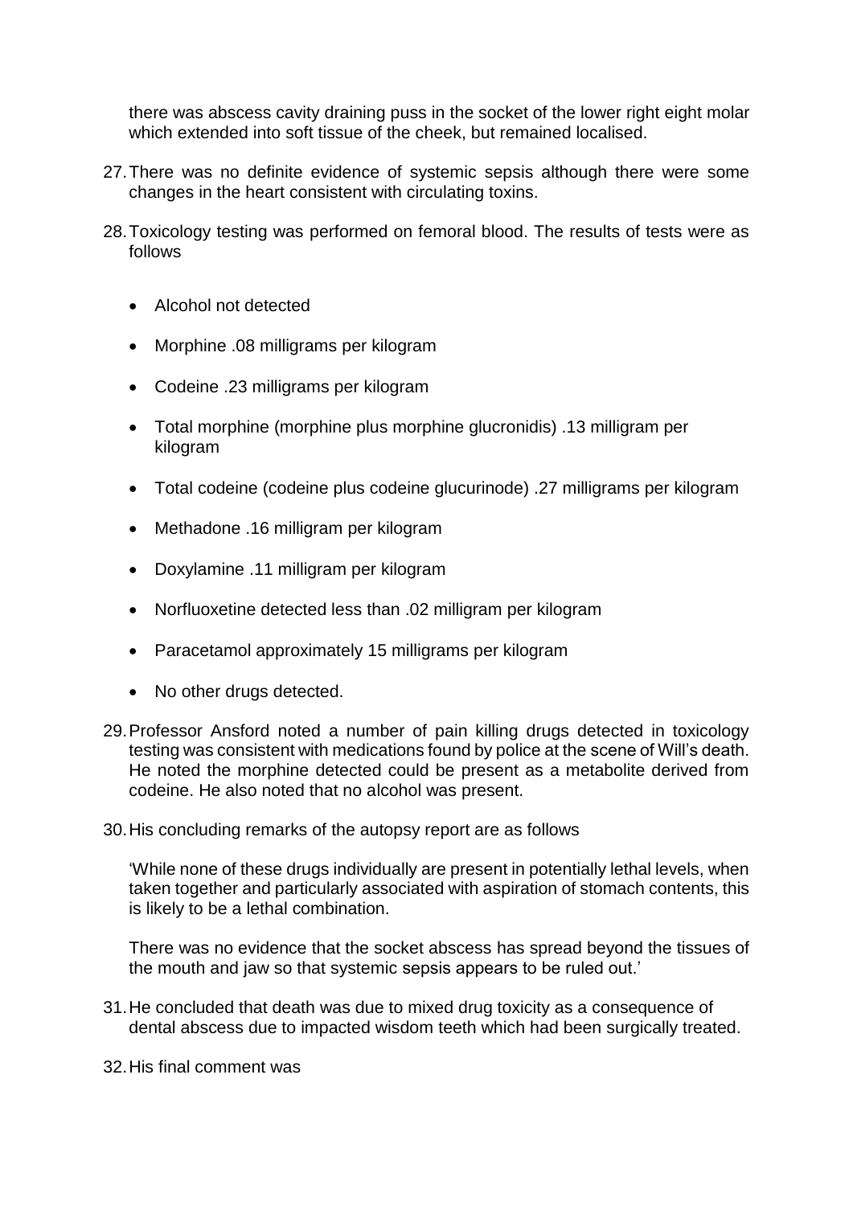there was abscess cavity draining puss in the socket of the lower right eight molar which extended into soft tissue of the cheek, but remained localised.

27. There was no definite evidence of systemic sepsis although there were some changes in the heart consistent with circulating toxins.

28. Toxicology testing was performed on femoral blood. The results of tests were as follows

   - Alcohol not detected
   - Morphine .08 milligrams per kilogram
   - Codeine .23 milligrams per kilogram
   - Total morphine (morphine plus morphine glucronidis) .13 milligram per kilogram
   - Total codeine (codeine plus codeine glucurinode) .27 milligrams per kilogram
   - Methadone .16 milligram per kilogram
   - Doxylamine .11 milligram per kilogram
   - Norfluoxetine detected less than .02 milligram per kilogram
   - Paracetamol approximately 15 milligrams per kilogram
   - No other drugs detected.

29. Professor Ansford noted a number of pain killing drugs detected in toxicology testing was consistent with medications found by police at the scene of Will's death. He noted the morphine detected could be present as a metabolite derived from codeine. He also noted that no alcohol was present.

30. His concluding remarks of the autopsy report are as follows

   'While none of these drugs individually are present in potentially lethal levels, when taken together and particularly associated with aspiration of stomach contents, this is likely to be a lethal combination.

   There was no evidence that the socket abscess has spread beyond the tissues of the mouth and jaw so that systemic sepsis appears to be ruled out.'

31. He concluded that death was due to mixed drug toxicity as a consequence of dental abscess due to impacted wisdom teeth which had been surgically treated.

32. His final comment was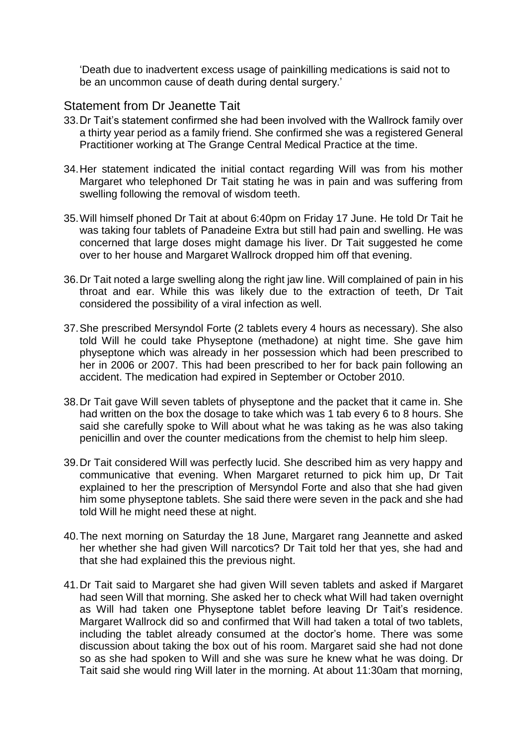'Death due to inadvertent excess usage of painkilling medications is said not to be an uncommon cause of death during dental surgery.'

## Statement from Dr Jeanette Tait

33. Dr Tait's statement confirmed she had been involved with the Wallrock family over a thirty year period as a family friend. She confirmed she was a registered General Practitioner working at The Grange Central Medical Practice at the time.

34. Her statement indicated the initial contact regarding Will was from his mother Margaret who telephoned Dr Tait stating he was in pain and was suffering from swelling following the removal of wisdom teeth.

35. Will himself phoned Dr Tait at about 6:40pm on Friday 17 June. He told Dr Tait he was taking four tablets of Panadeine Extra but still had pain and swelling. He was concerned that large doses might damage his liver. Dr Tait suggested he come over to her house and Margaret Wallrock dropped him off that evening.

36. Dr Tait noted a large swelling along the right jaw line. Will complained of pain in his throat and ear. While this was likely due to the extraction of teeth, Dr Tait considered the possibility of a viral infection as well.

37. She prescribed Mersyndol Forte (2 tablets every 4 hours as necessary). She also told Will he could take Physeptone (methadone) at night time. She gave him physeptone which was already in her possession which had been prescribed to her in 2006 or 2007. This had been prescribed to her for back pain following an accident. The medication had expired in September or October 2010.

38. Dr Tait gave Will seven tablets of physeptone and the packet that it came in. She had written on the box the dosage to take which was 1 tab every 6 to 8 hours. She said she carefully spoke to Will about what he was taking as he was also taking penicillin and over the counter medications from the chemist to help him sleep.

39. Dr Tait considered Will was perfectly lucid. She described him as very happy and communicative that evening. When Margaret returned to pick him up, Dr Tait explained to her the prescription of Mersyndol Forte and also that she had given him some physeptone tablets. She said there were seven in the pack and she had told Will he might need these at night.

40. The next morning on Saturday the 18 June, Margaret rang Jeannette and asked her whether she had given Will narcotics? Dr Tait told her that yes, she had and that she had explained this the previous night.

41. Dr Tait said to Margaret she had given Will seven tablets and asked if Margaret had seen Will that morning. She asked her to check what Will had taken overnight as Will had taken one Physeptone tablet before leaving Dr Tait's residence. Margaret Wallrock did so and confirmed that Will had taken a total of two tablets, including the tablet already consumed at the doctor's home. There was some discussion about taking the box out of his room. Margaret said she had not done so as she had spoken to Will and she was sure he knew what he was doing. Dr Tait said she would ring Will later in the morning. At about 11:30am that morning,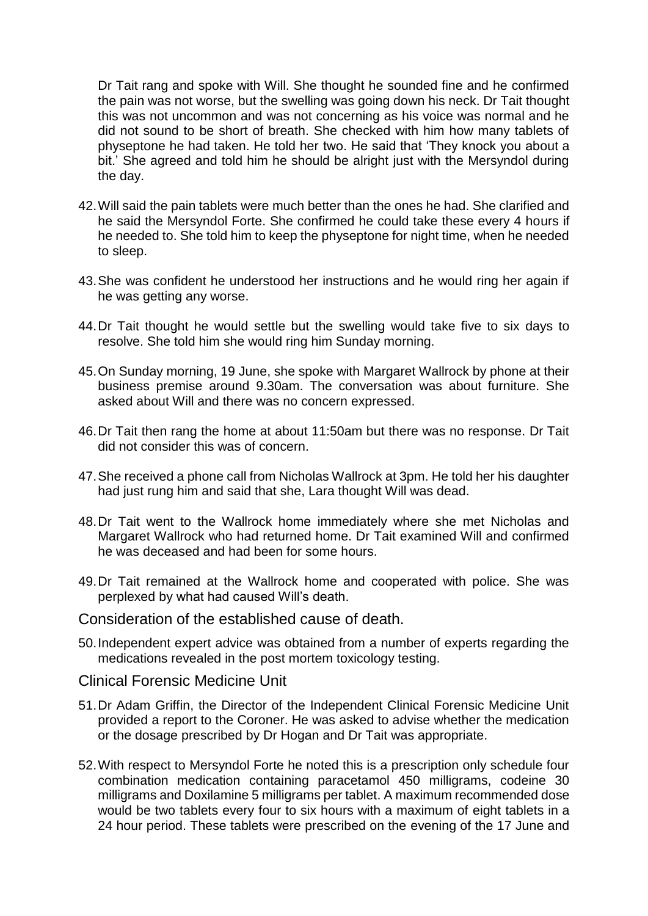Dr Tait rang and spoke with Will. She thought he sounded fine and he confirmed the pain was not worse, but the swelling was going down his neck. Dr Tait thought this was not uncommon and was not concerning as his voice was normal and he did not sound to be short of breath. She checked with him how many tablets of physeptone he had taken. He told her two. He said that 'They knock you about a bit.' She agreed and told him he should be alright just with the Mersyndol during the day.

42. Will said the pain tablets were much better than the ones he had. She clarified and he said the Mersyndol Forte. She confirmed he could take these every 4 hours if he needed to. She told him to keep the physeptone for night time, when he needed to sleep.

43. She was confident he understood her instructions and he would ring her again if he was getting any worse.

44. Dr Tait thought he would settle but the swelling would take five to six days to resolve. She told him she would ring him Sunday morning.

45. On Sunday morning, 19 June, she spoke with Margaret Wallrock by phone at their business premise around 9.30am. The conversation was about furniture. She asked about Will and there was no concern expressed.

46. Dr Tait then rang the home at about 11:50am but there was no response. Dr Tait did not consider this was of concern.

47. She received a phone call from Nicholas Wallrock at 3pm. He told her his daughter had just rung him and said that she, Lara thought Will was dead.

48. Dr Tait went to the Wallrock home immediately where she met Nicholas and Margaret Wallrock who had returned home. Dr Tait examined Will and confirmed he was deceased and had been for some hours.

49. Dr Tait remained at the Wallrock home and cooperated with police. She was perplexed by what had caused Will's death.

## Consideration of the established cause of death.

50. Independent expert advice was obtained from a number of experts regarding the medications revealed in the post mortem toxicology testing.

## Clinical Forensic Medicine Unit

51. Dr Adam Griffin, the Director of the Independent Clinical Forensic Medicine Unit provided a report to the Coroner. He was asked to advise whether the medication or the dosage prescribed by Dr Hogan and Dr Tait was appropriate.

52. With respect to Mersyndol Forte he noted this is a prescription only schedule four combination medication containing paracetamol 450 milligrams, codeine 30 milligrams and Doxilamine 5 milligrams per tablet. A maximum recommended dose would be two tablets every four to six hours with a maximum of eight tablets in a 24 hour period. These tablets were prescribed on the evening of the 17 June and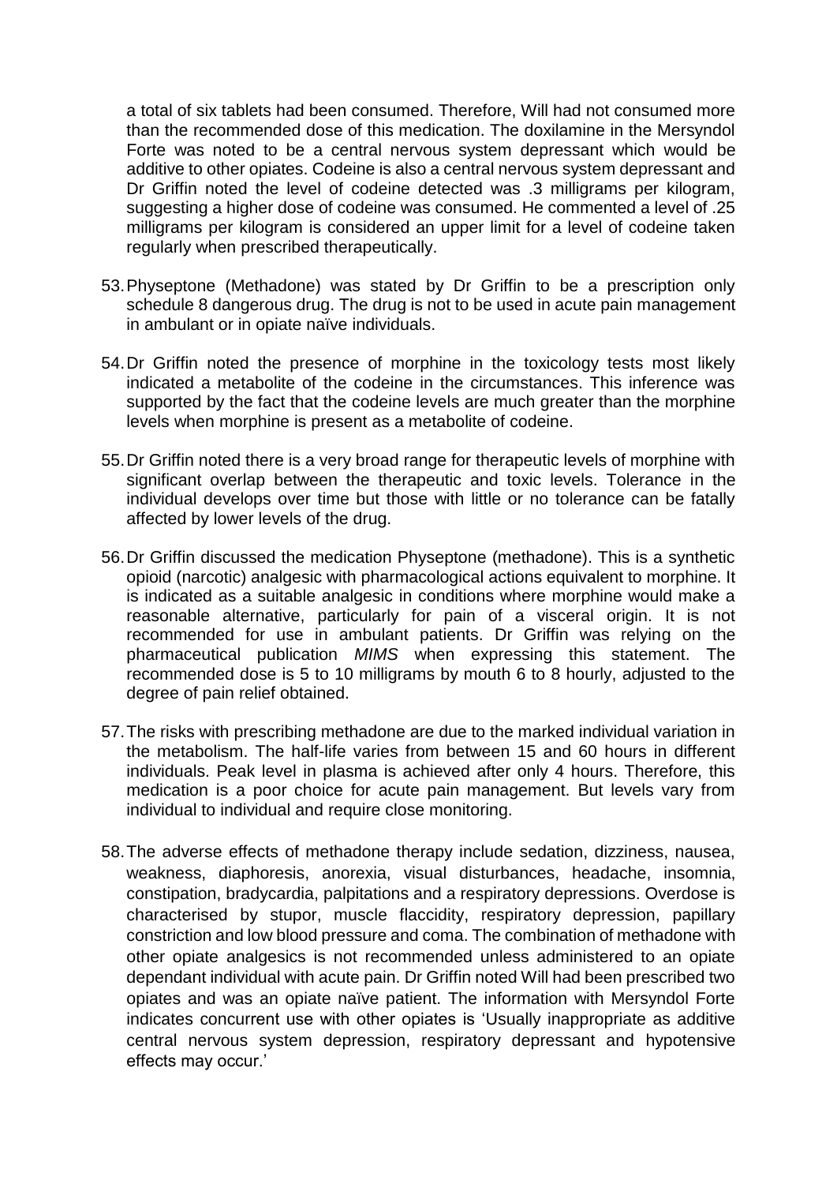a total of six tablets had been consumed. Therefore, Will had not consumed more than the recommended dose of this medication. The doxilamine in the Mersyndol Forte was noted to be a central nervous system depressant which would be additive to other opiates. Codeine is also a central nervous system depressant and Dr Griffin noted the level of codeine detected was .3 milligrams per kilogram, suggesting a higher dose of codeine was consumed. He commented a level of .25 milligrams per kilogram is considered an upper limit for a level of codeine taken regularly when prescribed therapeutically.

53. Physeptone (Methadone) was stated by Dr Griffin to be a prescription only schedule 8 dangerous drug. The drug is not to be used in acute pain management in ambulant or in opiate naïve individuals.

54. Dr Griffin noted the presence of morphine in the toxicology tests most likely indicated a metabolite of the codeine in the circumstances. This inference was supported by the fact that the codeine levels are much greater than the morphine levels when morphine is present as a metabolite of codeine.

55. Dr Griffin noted there is a very broad range for therapeutic levels of morphine with significant overlap between the therapeutic and toxic levels. Tolerance in the individual develops over time but those with little or no tolerance can be fatally affected by lower levels of the drug.

56. Dr Griffin discussed the medication Physeptone (methadone). This is a synthetic opioid (narcotic) analgesic with pharmacological actions equivalent to morphine. It is indicated as a suitable analgesic in conditions where morphine would make a reasonable alternative, particularly for pain of a visceral origin. It is not recommended for use in ambulant patients. Dr Griffin was relying on the pharmaceutical publication *MIMS* when expressing this statement. The recommended dose is 5 to 10 milligrams by mouth 6 to 8 hourly, adjusted to the degree of pain relief obtained.

57. The risks with prescribing methadone are due to the marked individual variation in the metabolism. The half-life varies from between 15 and 60 hours in different individuals. Peak level in plasma is achieved after only 4 hours. Therefore, this medication is a poor choice for acute pain management. But levels vary from individual to individual and require close monitoring.

58. The adverse effects of methadone therapy include sedation, dizziness, nausea, weakness, diaphoresis, anorexia, visual disturbances, headache, insomnia, constipation, bradycardia, palpitations and a respiratory depressions. Overdose is characterised by stupor, muscle flaccidity, respiratory depression, papillary constriction and low blood pressure and coma. The combination of methadone with other opiate analgesics is not recommended unless administered to an opiate dependant individual with acute pain. Dr Griffin noted Will had been prescribed two opiates and was an opiate naïve patient. The information with Mersyndol Forte indicates concurrent use with other opiates is 'Usually inappropriate as additive central nervous system depression, respiratory depressant and hypotensive effects may occur.'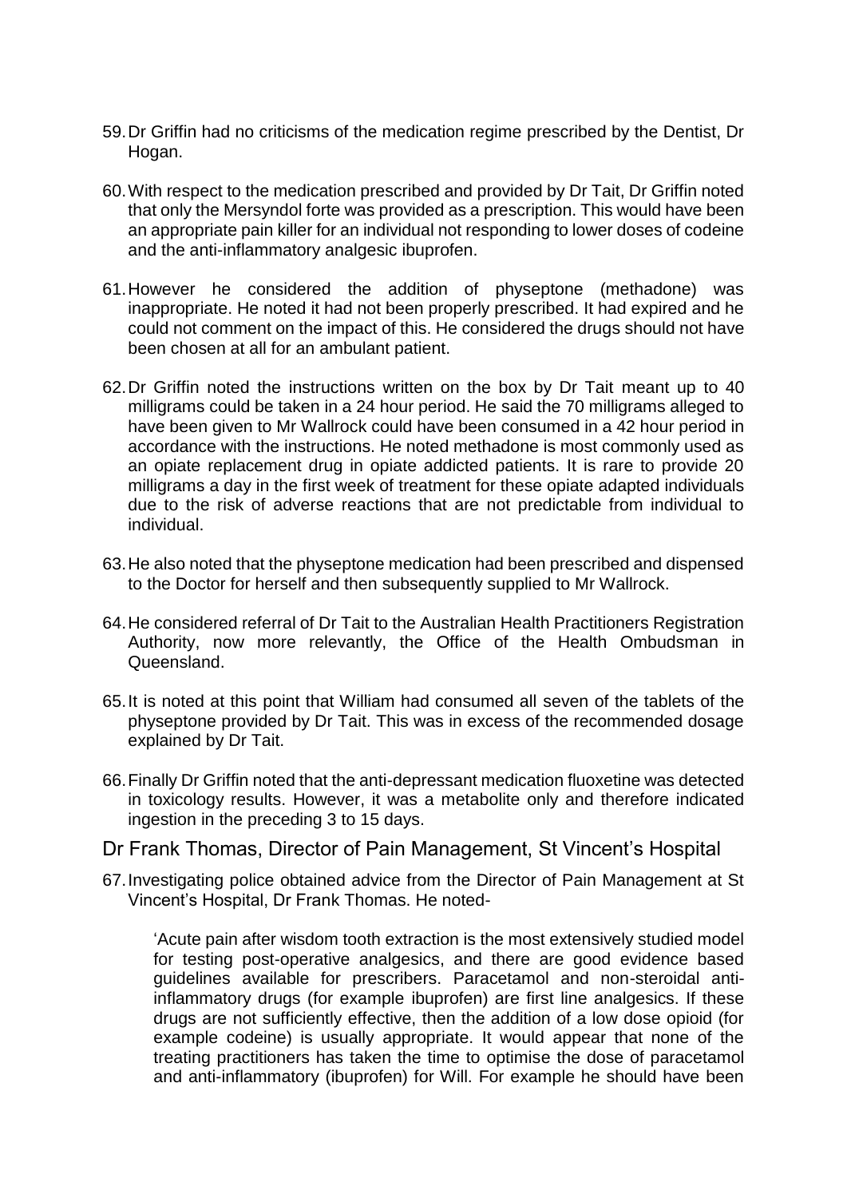59. Dr Griffin had no criticisms of the medication regime prescribed by the Dentist, Dr Hogan.

60. With respect to the medication prescribed and provided by Dr Tait, Dr Griffin noted that only the Mersyndol forte was provided as a prescription. This would have been an appropriate pain killer for an individual not responding to lower doses of codeine and the anti-inflammatory analgesic ibuprofen.

61. However he considered the addition of physeptone (methadone) was inappropriate. He noted it had not been properly prescribed. It had expired and he could not comment on the impact of this. He considered the drugs should not have been chosen at all for an ambulant patient.

62. Dr Griffin noted the instructions written on the box by Dr Tait meant up to 40 milligrams could be taken in a 24 hour period. He said the 70 milligrams alleged to have been given to Mr Wallrock could have been consumed in a 42 hour period in accordance with the instructions. He noted methadone is most commonly used as an opiate replacement drug in opiate addicted patients. It is rare to provide 20 milligrams a day in the first week of treatment for these opiate adapted individuals due to the risk of adverse reactions that are not predictable from individual to individual.

63. He also noted that the physeptone medication had been prescribed and dispensed to the Doctor for herself and then subsequently supplied to Mr Wallrock.

64. He considered referral of Dr Tait to the Australian Health Practitioners Registration Authority, now more relevantly, the Office of the Health Ombudsman in Queensland.

65. It is noted at this point that William had consumed all seven of the tablets of the physeptone provided by Dr Tait. This was in excess of the recommended dosage explained by Dr Tait.

66. Finally Dr Griffin noted that the anti-depressant medication fluoxetine was detected in toxicology results. However, it was a metabolite only and therefore indicated ingestion in the preceding 3 to 15 days.

## Dr Frank Thomas, Director of Pain Management, St Vincent's Hospital

67. Investigating police obtained advice from the Director of Pain Management at St Vincent's Hospital, Dr Frank Thomas. He noted-

> 'Acute pain after wisdom tooth extraction is the most extensively studied model for testing post-operative analgesics, and there are good evidence based guidelines available for prescribers. Paracetamol and non-steroidal anti-inflammatory drugs (for example ibuprofen) are first line analgesics. If these drugs are not sufficiently effective, then the addition of a low dose opioid (for example codeine) is usually appropriate. It would appear that none of the treating practitioners has taken the time to optimise the dose of paracetamol and anti-inflammatory (ibuprofen) for Will. For example he should have been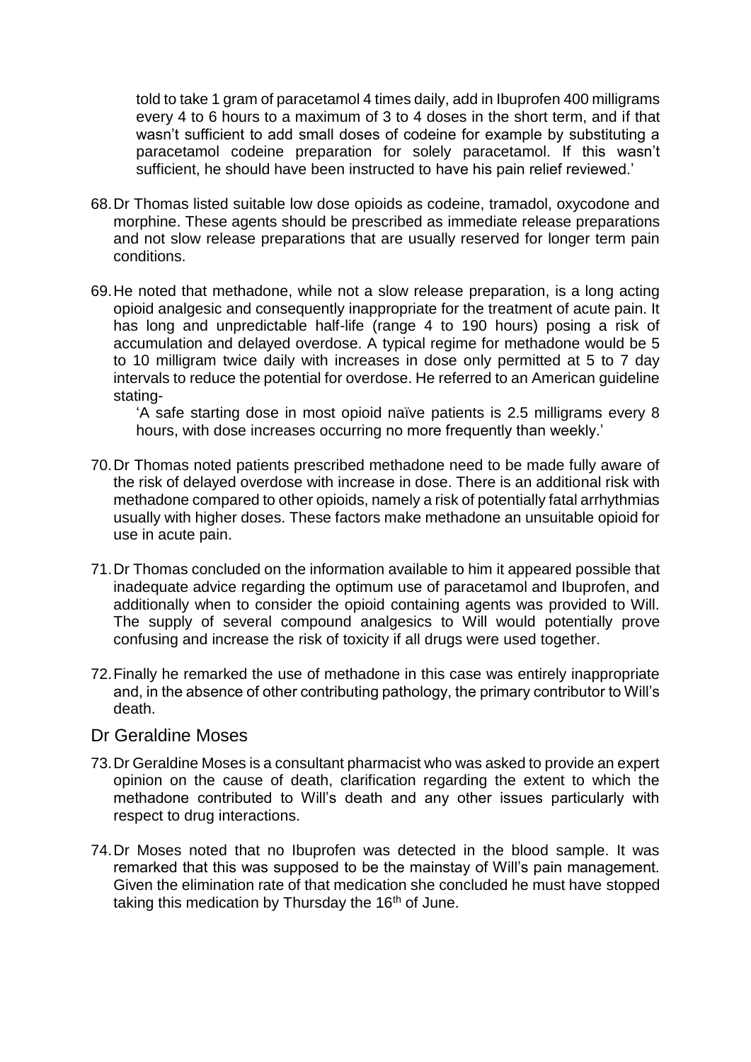told to take 1 gram of paracetamol 4 times daily, add in Ibuprofen 400 milligrams every 4 to 6 hours to a maximum of 3 to 4 doses in the short term, and if that wasn't sufficient to add small doses of codeine for example by substituting a paracetamol codeine preparation for solely paracetamol. If this wasn't sufficient, he should have been instructed to have his pain relief reviewed.'

68. Dr Thomas listed suitable low dose opioids as codeine, tramadol, oxycodone and morphine. These agents should be prescribed as immediate release preparations and not slow release preparations that are usually reserved for longer term pain conditions.

69. He noted that methadone, while not a slow release preparation, is a long acting opioid analgesic and consequently inappropriate for the treatment of acute pain. It has long and unpredictable half-life (range 4 to 190 hours) posing a risk of accumulation and delayed overdose. A typical regime for methadone would be 5 to 10 milligram twice daily with increases in dose only permitted at 5 to 7 day intervals to reduce the potential for overdose. He referred to an American guideline stating-

    'A safe starting dose in most opioid naïve patients is 2.5 milligrams every 8 hours, with dose increases occurring no more frequently than weekly.'

70. Dr Thomas noted patients prescribed methadone need to be made fully aware of the risk of delayed overdose with increase in dose. There is an additional risk with methadone compared to other opioids, namely a risk of potentially fatal arrhythmias usually with higher doses. These factors make methadone an unsuitable opioid for use in acute pain.

71. Dr Thomas concluded on the information available to him it appeared possible that inadequate advice regarding the optimum use of paracetamol and Ibuprofen, and additionally when to consider the opioid containing agents was provided to Will. The supply of several compound analgesics to Will would potentially prove confusing and increase the risk of toxicity if all drugs were used together.

72. Finally he remarked the use of methadone in this case was entirely inappropriate and, in the absence of other contributing pathology, the primary contributor to Will's death.

## Dr Geraldine Moses

73. Dr Geraldine Moses is a consultant pharmacist who was asked to provide an expert opinion on the cause of death, clarification regarding the extent to which the methadone contributed to Will's death and any other issues particularly with respect to drug interactions.

74. Dr Moses noted that no Ibuprofen was detected in the blood sample. It was remarked that this was supposed to be the mainstay of Will's pain management. Given the elimination rate of that medication she concluded he must have stopped taking this medication by Thursday the 16th of June.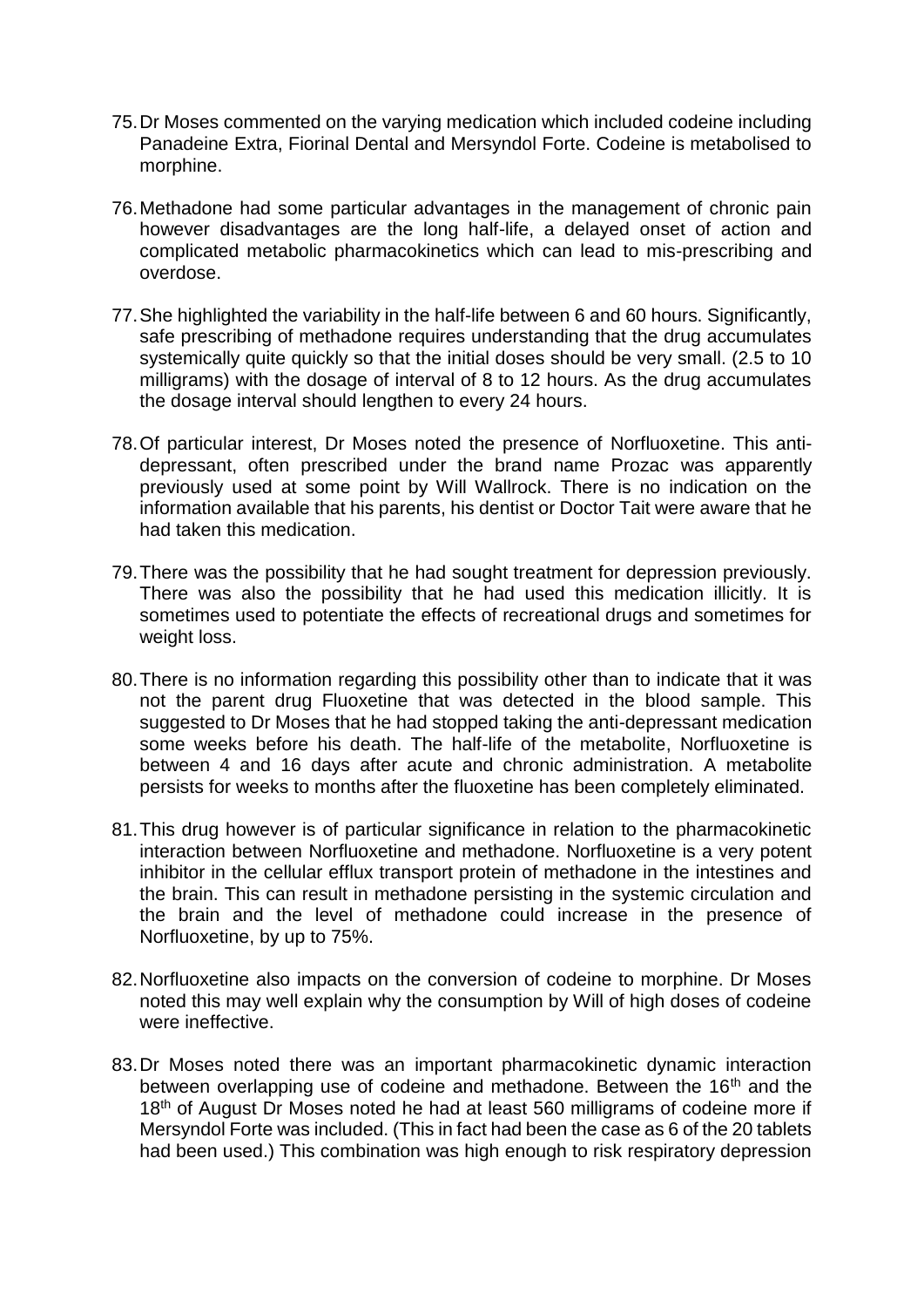75. Dr Moses commented on the varying medication which included codeine including Panadeine Extra, Fiorinal Dental and Mersyndol Forte. Codeine is metabolised to morphine.

76. Methadone had some particular advantages in the management of chronic pain however disadvantages are the long half-life, a delayed onset of action and complicated metabolic pharmacokinetics which can lead to mis-prescribing and overdose.

77. She highlighted the variability in the half-life between 6 and 60 hours. Significantly, safe prescribing of methadone requires understanding that the drug accumulates systemically quite quickly so that the initial doses should be very small. (2.5 to 10 milligrams) with the dosage of interval of 8 to 12 hours. As the drug accumulates the dosage interval should lengthen to every 24 hours.

78. Of particular interest, Dr Moses noted the presence of Norfluoxetine. This anti-depressant, often prescribed under the brand name Prozac was apparently previously used at some point by Will Wallrock. There is no indication on the information available that his parents, his dentist or Doctor Tait were aware that he had taken this medication.

79. There was the possibility that he had sought treatment for depression previously. There was also the possibility that he had used this medication illicitly. It is sometimes used to potentiate the effects of recreational drugs and sometimes for weight loss.

80. There is no information regarding this possibility other than to indicate that it was not the parent drug Fluoxetine that was detected in the blood sample. This suggested to Dr Moses that he had stopped taking the anti-depressant medication some weeks before his death. The half-life of the metabolite, Norfluoxetine is between 4 and 16 days after acute and chronic administration. A metabolite persists for weeks to months after the fluoxetine has been completely eliminated.

81. This drug however is of particular significance in relation to the pharmacokinetic interaction between Norfluoxetine and methadone. Norfluoxetine is a very potent inhibitor in the cellular efflux transport protein of methadone in the intestines and the brain. This can result in methadone persisting in the systemic circulation and the brain and the level of methadone could increase in the presence of Norfluoxetine, by up to 75%.

82. Norfluoxetine also impacts on the conversion of codeine to morphine. Dr Moses noted this may well explain why the consumption by Will of high doses of codeine were ineffective.

83. Dr Moses noted there was an important pharmacokinetic dynamic interaction between overlapping use of codeine and methadone. Between the 16th and the 18th of August Dr Moses noted he had at least 560 milligrams of codeine more if Mersyndol Forte was included. (This in fact had been the case as 6 of the 20 tablets had been used.) This combination was high enough to risk respiratory depression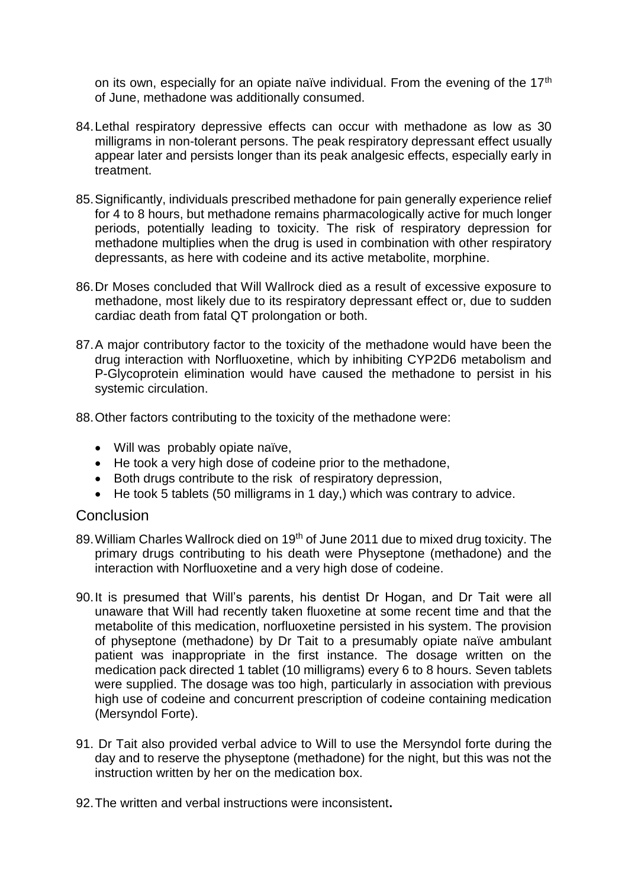on its own, especially for an opiate naïve individual. From the evening of the 17th of June, methadone was additionally consumed.

84. Lethal respiratory depressive effects can occur with methadone as low as 30 milligrams in non-tolerant persons. The peak respiratory depressant effect usually appear later and persists longer than its peak analgesic effects, especially early in treatment.

85. Significantly, individuals prescribed methadone for pain generally experience relief for 4 to 8 hours, but methadone remains pharmacologically active for much longer periods, potentially leading to toxicity. The risk of respiratory depression for methadone multiplies when the drug is used in combination with other respiratory depressants, as here with codeine and its active metabolite, morphine.

86. Dr Moses concluded that Will Wallrock died as a result of excessive exposure to methadone, most likely due to its respiratory depressant effect or, due to sudden cardiac death from fatal QT prolongation or both.

87. A major contributory factor to the toxicity of the methadone would have been the drug interaction with Norfluoxetine, which by inhibiting CYP2D6 metabolism and P-Glycoprotein elimination would have caused the methadone to persist in his systemic circulation.

88. Other factors contributing to the toxicity of the methadone were:

- Will was probably opiate naïve,
- He took a very high dose of codeine prior to the methadone,
- Both drugs contribute to the risk of respiratory depression,
- He took 5 tablets (50 milligrams in 1 day,) which was contrary to advice.

## Conclusion

89. William Charles Wallrock died on 19th of June 2011 due to mixed drug toxicity. The primary drugs contributing to his death were Physeptone (methadone) and the interaction with Norfluoxetine and a very high dose of codeine.

90. It is presumed that Will's parents, his dentist Dr Hogan, and Dr Tait were all unaware that Will had recently taken fluoxetine at some recent time and that the metabolite of this medication, norfluoxetine persisted in his system. The provision of physeptone (methadone) by Dr Tait to a presumably opiate naïve ambulant patient was inappropriate in the first instance. The dosage written on the medication pack directed 1 tablet (10 milligrams) every 6 to 8 hours. Seven tablets were supplied. The dosage was too high, particularly in association with previous high use of codeine and concurrent prescription of codeine containing medication (Mersyndol Forte).

91. Dr Tait also provided verbal advice to Will to use the Mersyndol forte during the day and to reserve the physeptone (methadone) for the night, but this was not the instruction written by her on the medication box.

92. The written and verbal instructions were inconsistent**.**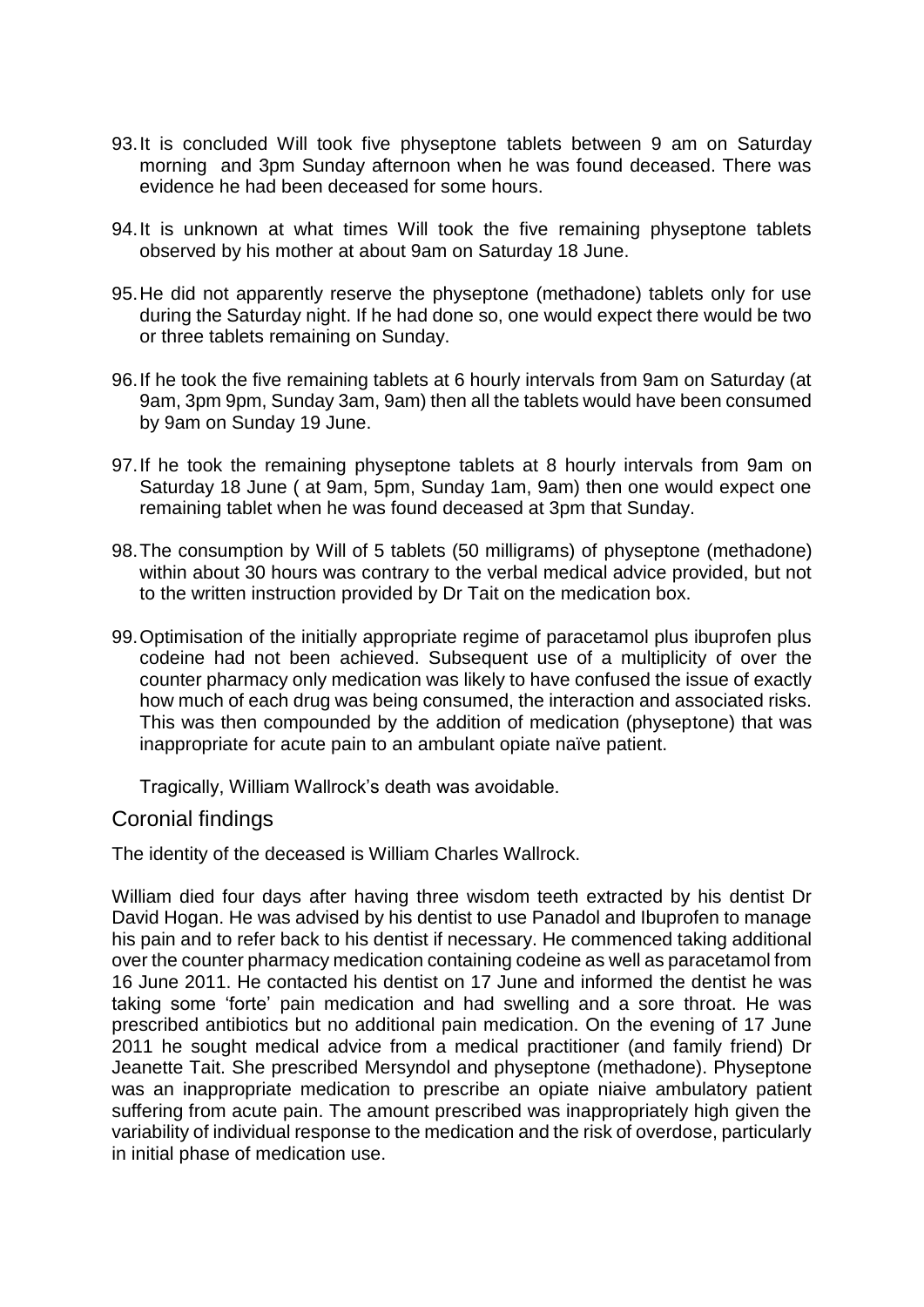93. It is concluded Will took five physeptone tablets between 9 am on Saturday morning and 3pm Sunday afternoon when he was found deceased. There was evidence he had been deceased for some hours.

94. It is unknown at what times Will took the five remaining physeptone tablets observed by his mother at about 9am on Saturday 18 June.

95. He did not apparently reserve the physeptone (methadone) tablets only for use during the Saturday night. If he had done so, one would expect there would be two or three tablets remaining on Sunday.

96. If he took the five remaining tablets at 6 hourly intervals from 9am on Saturday (at 9am, 3pm 9pm, Sunday 3am, 9am) then all the tablets would have been consumed by 9am on Sunday 19 June.

97. If he took the remaining physeptone tablets at 8 hourly intervals from 9am on Saturday 18 June ( at 9am, 5pm, Sunday 1am, 9am) then one would expect one remaining tablet when he was found deceased at 3pm that Sunday.

98. The consumption by Will of 5 tablets (50 milligrams) of physeptone (methadone) within about 30 hours was contrary to the verbal medical advice provided, but not to the written instruction provided by Dr Tait on the medication box.

99. Optimisation of the initially appropriate regime of paracetamol plus ibuprofen plus codeine had not been achieved. Subsequent use of a multiplicity of over the counter pharmacy only medication was likely to have confused the issue of exactly how much of each drug was being consumed, the interaction and associated risks. This was then compounded by the addition of medication (physeptone) that was inappropriate for acute pain to an ambulant opiate naïve patient.

    Tragically, William Wallrock's death was avoidable.

## Coronial findings

The identity of the deceased is William Charles Wallrock.

William died four days after having three wisdom teeth extracted by his dentist Dr David Hogan. He was advised by his dentist to use Panadol and Ibuprofen to manage his pain and to refer back to his dentist if necessary. He commenced taking additional over the counter pharmacy medication containing codeine as well as paracetamol from 16 June 2011. He contacted his dentist on 17 June and informed the dentist he was taking some 'forte' pain medication and had swelling and a sore throat. He was prescribed antibiotics but no additional pain medication. On the evening of 17 June 2011 he sought medical advice from a medical practitioner (and family friend) Dr Jeanette Tait. She prescribed Mersyndol and physeptone (methadone). Physeptone was an inappropriate medication to prescribe an opiate niaive ambulatory patient suffering from acute pain. The amount prescribed was inappropriately high given the variability of individual response to the medication and the risk of overdose, particularly in initial phase of medication use.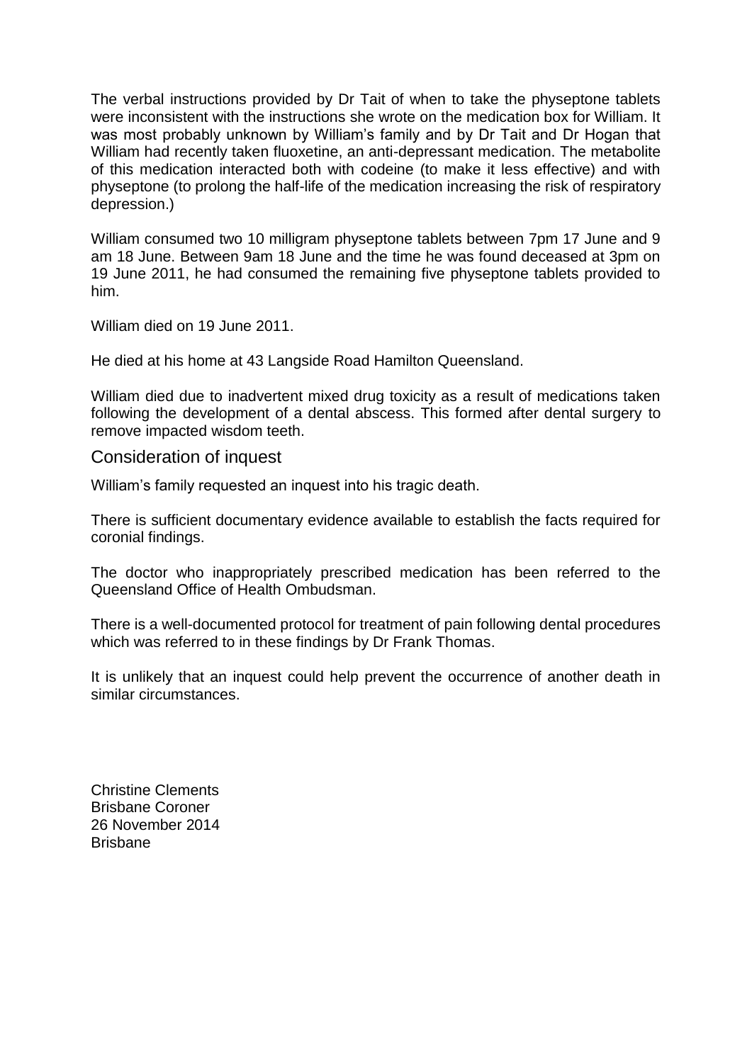The verbal instructions provided by Dr Tait of when to take the physeptone tablets were inconsistent with the instructions she wrote on the medication box for William. It was most probably unknown by William's family and by Dr Tait and Dr Hogan that William had recently taken fluoxetine, an anti-depressant medication. The metabolite of this medication interacted both with codeine (to make it less effective) and with physeptone (to prolong the half-life of the medication increasing the risk of respiratory depression.)

William consumed two 10 milligram physeptone tablets between 7pm 17 June and 9 am 18 June. Between 9am 18 June and the time he was found deceased at 3pm on 19 June 2011, he had consumed the remaining five physeptone tablets provided to him.

William died on 19 June 2011.

He died at his home at 43 Langside Road Hamilton Queensland.

William died due to inadvertent mixed drug toxicity as a result of medications taken following the development of a dental abscess. This formed after dental surgery to remove impacted wisdom teeth.

## Consideration of inquest

William's family requested an inquest into his tragic death.

There is sufficient documentary evidence available to establish the facts required for coronial findings.

The doctor who inappropriately prescribed medication has been referred to the Queensland Office of Health Ombudsman.

There is a well-documented protocol for treatment of pain following dental procedures which was referred to in these findings by Dr Frank Thomas.

It is unlikely that an inquest could help prevent the occurrence of another death in similar circumstances.

Christine Clements
Brisbane Coroner
26 November 2014
Brisbane